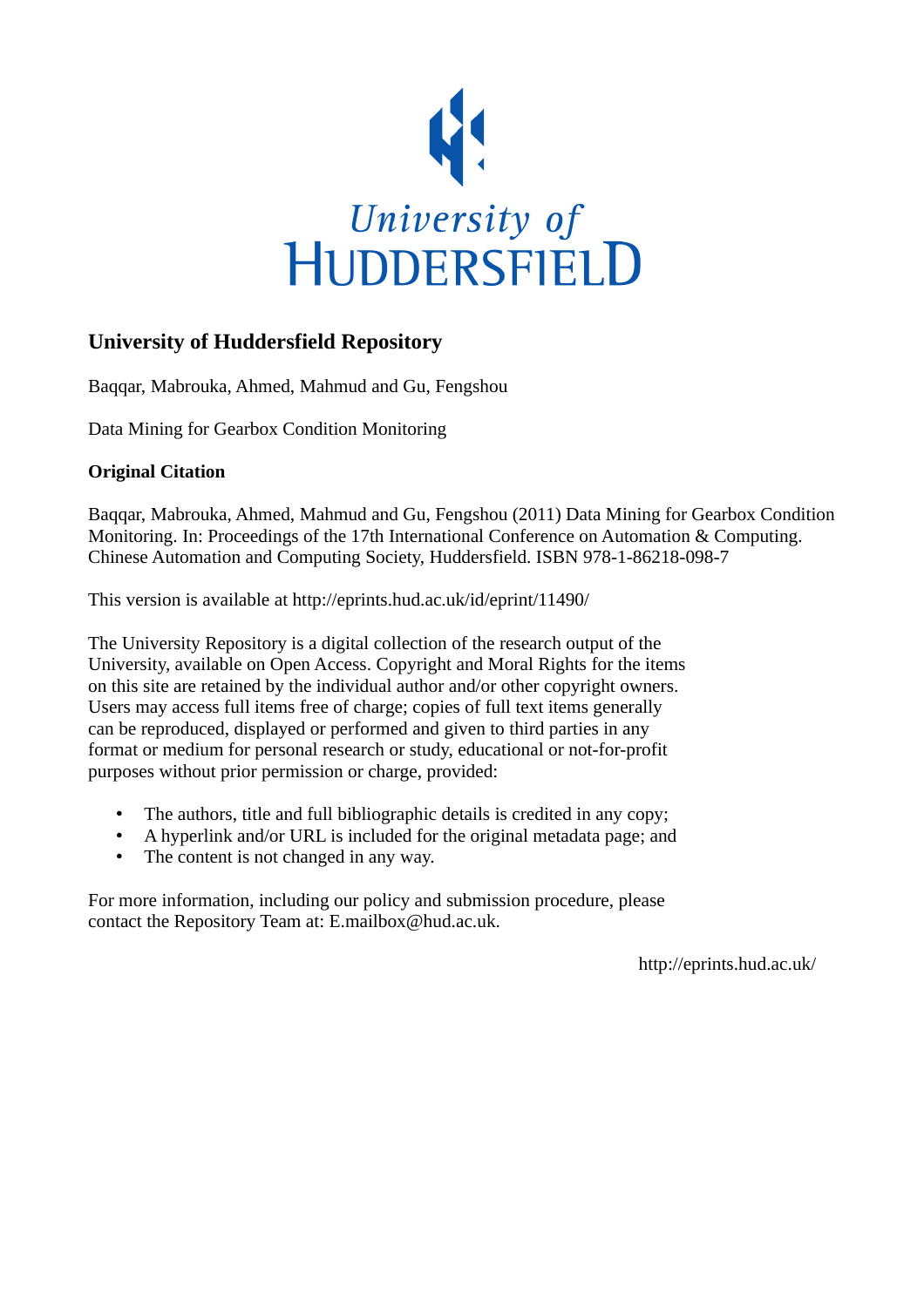University of Huddersfield

# University of Huddersfield Repository

Baqqar, Mabrouka, Ahmed, Mahmud and Gu, Fengshou

Data Mining for Gearbox Condition Monitoring

## Original Citation

Baqqar, Mabrouka, Ahmed, Mahmud and Gu, Fengshou (2011) Data Mining for Gearbox Condition Monitoring. In: Proceedings of the 17th International Conference on Automation & Computing. Chinese Automation and Computing Society, Huddersfield. ISBN 978-1-86218-098-7

This version is available at http://eprints.hud.ac.uk/id/eprint/11490/

The University Repository is a digital collection of the research output of the University, available on Open Access. Copyright and Moral Rights for the items on this site are retained by the individual author and/or other copyright owners. Users may access full items free of charge; copies of full text items generally can be reproduced, displayed or performed and given to third parties in any format or medium for personal research or study, educational or not-for-profit purposes without prior permission or charge, provided:

- The authors, title and full bibliographic details is credited in any copy;
- A hyperlink and/or URL is included for the original metadata page; and
- The content is not changed in any way.

For more information, including our policy and submission procedure, please contact the Repository Team at: E.mailbox@hud.ac.uk.

http://eprints.hud.ac.uk/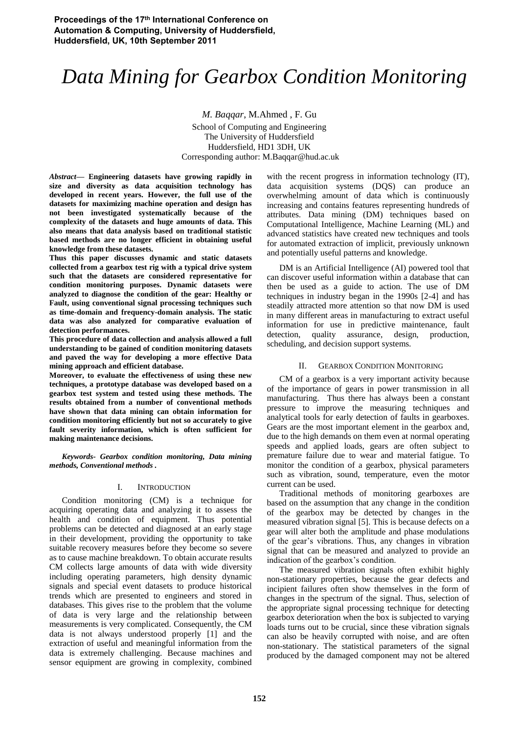# Data Mining for Gearbox Condition Monitoring

*M. Baqqar*, M.Ahmed , F. Gu

School of Computing and Engineering
The University of Huddersfield
Huddersfield, HD1 3DH, UK
Corresponding author: M.Baqqar@hud.ac.uk

***Abstract*— Engineering datasets have growing rapidly in size and diversity as data acquisition technology has developed in recent years. However, the full use of the datasets for maximizing machine operation and design has not been investigated systematically because of the complexity of the datasets and huge amounts of data. This also means that data analysis based on traditional statistic based methods are no longer efficient in obtaining useful knowledge from these datasets.**

**Thus this paper discusses dynamic and static datasets collected from a gearbox test rig with a typical drive system such that the datasets are considered representative for condition monitoring purposes. Dynamic datasets were analyzed to diagnose the condition of the gear: Healthy or Fault, using conventional signal processing techniques such as time-domain and frequency-domain analysis. The static data was also analyzed for comparative evaluation of detection performances.**

**This procedure of data collection and analysis allowed a full understanding to be gained of condition monitoring datasets and paved the way for developing a more effective Data mining approach and efficient database.**

**Moreover, to evaluate the effectiveness of using these new techniques, a prototype database was developed based on a gearbox test system and tested using these methods. The results obtained from a number of conventional methods have shown that data mining can obtain information for condition monitoring efficiently but not so accurately to give fault severity information, which is often sufficient for making maintenance decisions.**

***Keywords- Gearbox condition monitoring, Data mining methods, Conventional methods .***

## I. Introduction

Condition monitoring (CM) is a technique for acquiring operating data and analyzing it to assess the health and condition of equipment. Thus potential problems can be detected and diagnosed at an early stage in their development, providing the opportunity to take suitable recovery measures before they become so severe as to cause machine breakdown. To obtain accurate results CM collects large amounts of data with wide diversity including operating parameters, high density dynamic signals and special event datasets to produce historical trends which are presented to engineers and stored in databases. This gives rise to the problem that the volume of data is very large and the relationship between measurements is very complicated. Consequently, the CM data is not always understood properly [1] and the extraction of useful and meaningful information from the data is extremely challenging. Because machines and sensor equipment are growing in complexity, combined with the recent progress in information technology (IT), data acquisition systems (DQS) can produce an overwhelming amount of data which is continuously increasing and contains features representing hundreds of attributes. Data mining (DM) techniques based on Computational Intelligence, Machine Learning (ML) and advanced statistics have created new techniques and tools for automated extraction of implicit, previously unknown and potentially useful patterns and knowledge.

DM is an Artificial Intelligence (AI) powered tool that can discover useful information within a database that can then be used as a guide to action. The use of DM techniques in industry began in the 1990s [2-4] and has steadily attracted more attention so that now DM is used in many different areas in manufacturing to extract useful information for use in predictive maintenance, fault detection, quality assurance, design, production, scheduling, and decision support systems.

## II. Gearbox Condition Monitoring

CM of a gearbox is a very important activity because of the importance of gears in power transmission in all manufacturing. Thus there has always been a constant pressure to improve the measuring techniques and analytical tools for early detection of faults in gearboxes. Gears are the most important element in the gearbox and, due to the high demands on them even at normal operating speeds and applied loads, gears are often subject to premature failure due to wear and material fatigue. To monitor the condition of a gearbox, physical parameters such as vibration, sound, temperature, even the motor current can be used.

Traditional methods of monitoring gearboxes are based on the assumption that any change in the condition of the gearbox may be detected by changes in the measured vibration signal [5]. This is because defects on a gear will alter both the amplitude and phase modulations of the gear's vibrations. Thus, any changes in vibration signal that can be measured and analyzed to provide an indication of the gearbox's condition.

The measured vibration signals often exhibit highly non-stationary properties, because the gear defects and incipient failures often show themselves in the form of changes in the spectrum of the signal. Thus, selection of the appropriate signal processing technique for detecting gearbox deterioration when the box is subjected to varying loads turns out to be crucial, since these vibration signals can also be heavily corrupted with noise, and are often non-stationary. The statistical parameters of the signal produced by the damaged component may not be altered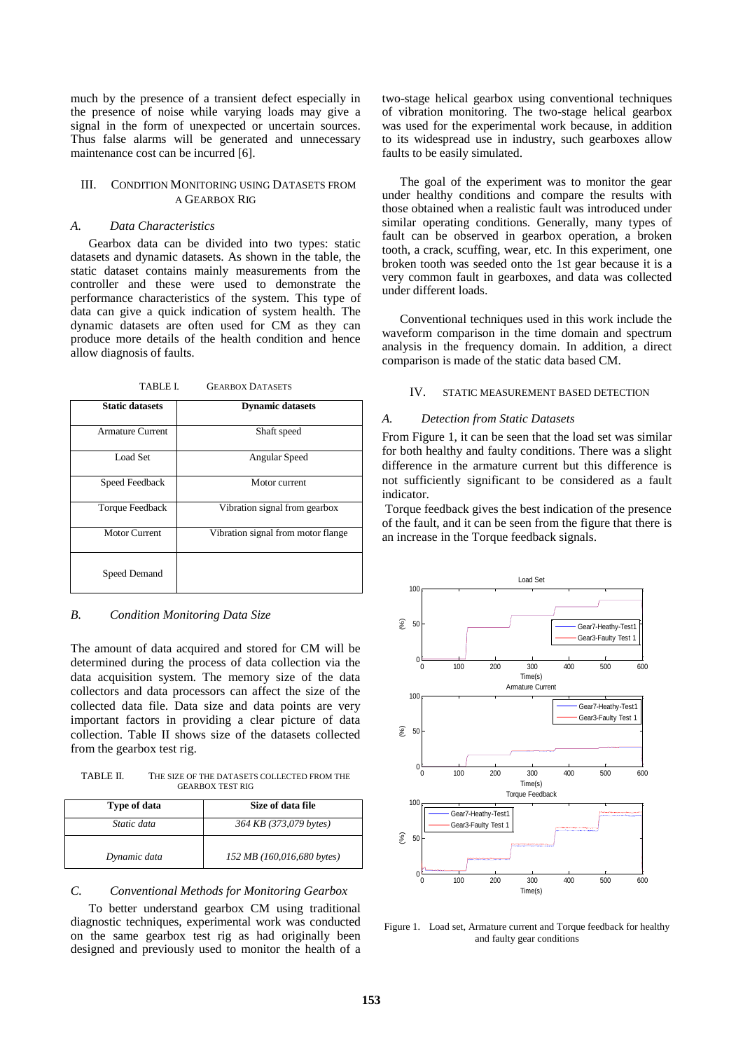much by the presence of a transient defect especially in the presence of noise while varying loads may give a signal in the form of unexpected or uncertain sources. Thus false alarms will be generated and unnecessary maintenance cost can be incurred [6].

## III. Condition Monitoring using Datasets from a Gearbox Rig

### *A. Data Characteristics*

Gearbox data can be divided into two types: static datasets and dynamic datasets. As shown in the table, the static dataset contains mainly measurements from the controller and these were used to demonstrate the performance characteristics of the system. This type of data can give a quick indication of system health. The dynamic datasets are often used for CM as they can produce more details of the health condition and hence allow diagnosis of faults.

TABLE I. GEARBOX DATASETS

| Static datasets | Dynamic datasets |
|---|---|
| Armature Current | Shaft speed |
| Load Set | Angular Speed |
| Speed Feedback | Motor current |
| Torque Feedback | Vibration signal from gearbox |
| Motor Current | Vibration signal from motor flange |
| Speed Demand | |

### *B. Condition Monitoring Data Size*

The amount of data acquired and stored for CM will be determined during the process of data collection via the data acquisition system. The memory size of the data collectors and data processors can affect the size of the collected data file. Data size and data points are very important factors in providing a clear picture of data collection. Table II shows size of the datasets collected from the gearbox test rig.

TABLE II. THE SIZE OF THE DATASETS COLLECTED FROM THE GEARBOX TEST RIG

| Type of data | Size of data file |
|---|---|
| *Static data* | *364 KB (373,079 bytes)* |
| *Dynamic data* | *152 MB (160,016,680 bytes)* |

### *C. Conventional Methods for Monitoring Gearbox*

To better understand gearbox CM using traditional diagnostic techniques, experimental work was conducted on the same gearbox test rig as had originally been designed and previously used to monitor the health of a two-stage helical gearbox using conventional techniques of vibration monitoring. The two-stage helical gearbox was used for the experimental work because, in addition to its widespread use in industry, such gearboxes allow faults to be easily simulated.

The goal of the experiment was to monitor the gear under healthy conditions and compare the results with those obtained when a realistic fault was introduced under similar operating conditions. Generally, many types of fault can be observed in gearbox operation, a broken tooth, a crack, scuffing, wear, etc. In this experiment, one broken tooth was seeded onto the 1st gear because it is a very common fault in gearboxes, and data was collected under different loads.

Conventional techniques used in this work include the waveform comparison in the time domain and spectrum analysis in the frequency domain. In addition, a direct comparison is made of the static data based CM.

## IV. Static Measurement Based Detection

### *A. Detection from Static Datasets*

From Figure 1, it can be seen that the load set was similar for both healthy and faulty conditions. There was a slight difference in the armature current but this difference is not sufficiently significant to be considered as a fault indicator.

Torque feedback gives the best indication of the presence of the fault, and it can be seen from the figure that there is an increase in the Torque feedback signals.

Figure 1. Load set, Armature current and Torque feedback for healthy and faulty gear conditions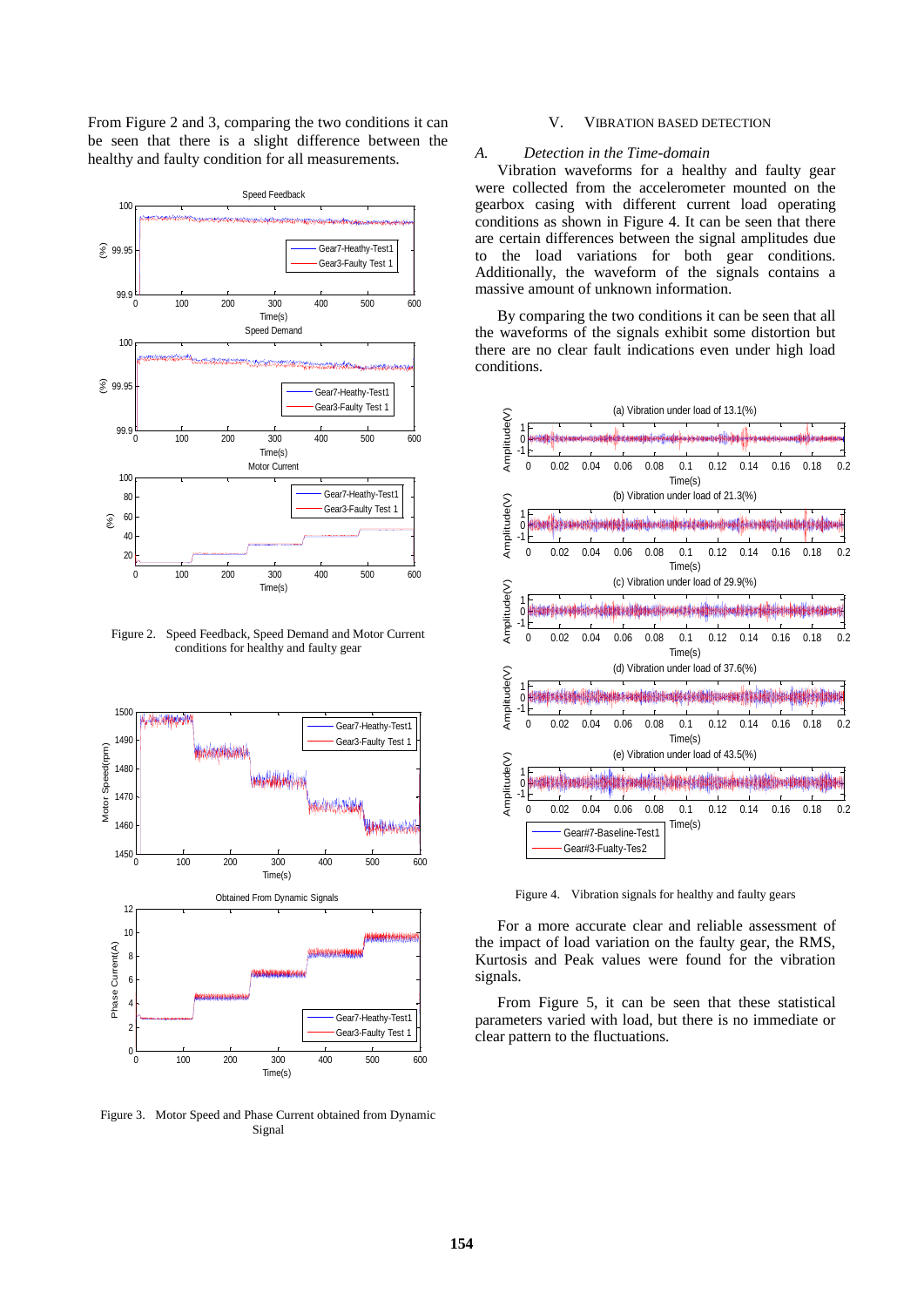From Figure 2 and 3, comparing the two conditions it can be seen that there is a slight difference between the healthy and faulty condition for all measurements.

Figure 2. Speed Feedback, Speed Demand and Motor Current conditions for healthy and faulty gear

Figure 3. Motor Speed and Phase Current obtained from Dynamic Signal

## V. VIBRATION BASED DETECTION

### *A. Detection in the Time-domain*

Vibration waveforms for a healthy and faulty gear were collected from the accelerometer mounted on the gearbox casing with different current load operating conditions as shown in Figure 4. It can be seen that there are certain differences between the signal amplitudes due to the load variations for both gear conditions. Additionally, the waveform of the signals contains a massive amount of unknown information.

By comparing the two conditions it can be seen that all the waveforms of the signals exhibit some distortion but there are no clear fault indications even under high load conditions.

Figure 4. Vibration signals for healthy and faulty gears

For a more accurate clear and reliable assessment of the impact of load variation on the faulty gear, the RMS, Kurtosis and Peak values were found for the vibration signals.

From Figure 5, it can be seen that these statistical parameters varied with load, but there is no immediate or clear pattern to the fluctuations.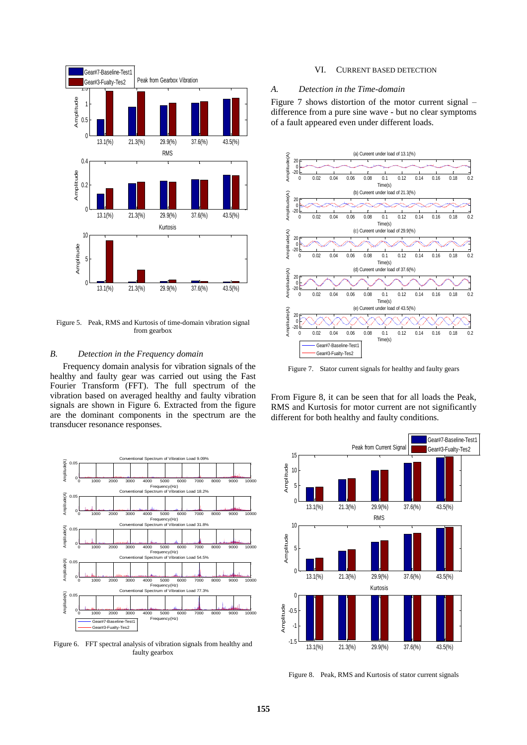Figure 5. Peak, RMS and Kurtosis of time-domain vibration signal from gearbox

### B. *Detection in the Frequency domain*

Frequency domain analysis for vibration signals of the healthy and faulty gear was carried out using the Fast Fourier Transform (FFT). The full spectrum of the vibration based on averaged healthy and faulty vibration signals are shown in Figure 6. Extracted from the figure are the dominant components in the spectrum are the transducer resonance responses.

Figure 6. FFT spectral analysis of vibration signals from healthy and faulty gearbox

## VI. CURRENT BASED DETECTION

### A. *Detection in the Time-domain*

Figure 7 shows distortion of the motor current signal – difference from a pure sine wave - but no clear symptoms of a fault appeared even under different loads.

Figure 7. Stator current signals for healthy and faulty gears

From Figure 8, it can be seen that for all loads the Peak, RMS and Kurtosis for motor current are not significantly different for both healthy and faulty conditions.

Figure 8. Peak, RMS and Kurtosis of stator current signals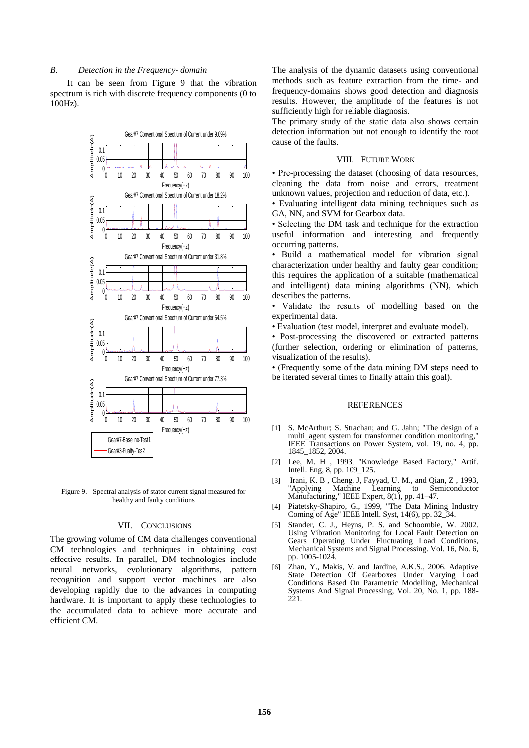*B. Detection in the Frequency- domain*

It can be seen from Figure 9 that the vibration spectrum is rich with discrete frequency components (0 to 100Hz).

Gear#7 Conventional Spectrum of Current under 9.09%

Gear#7 Conventional Spectrum of Current under 18.2%

Gear#7 Conventional Spectrum of Current under 31.8%

Gear#7 Conventional Spectrum of Current under 54.5%

Gear#7 Conventional Spectrum of Current under 77.3%

Amplitude(A)

0
0.05
0.1

Frequency(Hz)

0 10 20 30 40 50 60 70 80 90 100

Gear#7-Baseline-Test1

Gear#3-Fualty-Tes2

Figure 9. Spectral analysis of stator current signal measured for healthy and faulty conditions

## VII. CONCLUSIONS

The growing volume of CM data challenges conventional CM technologies and techniques in obtaining cost effective results. In parallel, DM technologies include neural networks, evolutionary algorithms, pattern recognition and support vector machines are also developing rapidly due to the advances in computing hardware. It is important to apply these technologies to the accumulated data to achieve more accurate and efficient CM.

The analysis of the dynamic datasets using conventional methods such as feature extraction from the time- and frequency-domains shows good detection and diagnosis results. However, the amplitude of the features is not sufficiently high for reliable diagnosis.

The primary study of the static data also shows certain detection information but not enough to identify the root cause of the faults.

## VIII. FUTURE WORK

- Pre-processing the dataset (choosing of data resources, cleaning the data from noise and errors, treatment unknown values, projection and reduction of data, etc.).
- Evaluating intelligent data mining techniques such as GA, NN, and SVM for Gearbox data.
- Selecting the DM task and technique for the extraction useful information and interesting and frequently occurring patterns.
- Build a mathematical model for vibration signal characterization under healthy and faulty gear condition; this requires the application of a suitable (mathematical and intelligent) data mining algorithms (NN), which describes the patterns.
- Validate the results of modelling based on the experimental data.
- Evaluation (test model, interpret and evaluate model).
- Post-processing the discovered or extracted patterns (further selection, ordering or elimination of patterns, visualization of the results).
- (Frequently some of the data mining DM steps need to be iterated several times to finally attain this goal).

## REFERENCES

[1] S. McArthur; S. Strachan; and G. Jahn; "The design of a multi_agent system for transformer condition monitoring," IEEE Transactions on Power System, vol. 19, no. 4, pp. 1845_1852, 2004.

[2] Lee, M. H , 1993, "Knowledge Based Factory," Artif. Intell. Eng, 8, pp. 109_125.

[3] Irani, K. B , Cheng, J, Fayyad, U. M., and Qian, Z , 1993, "Applying Machine Learning to Semiconductor Manufacturing," IEEE Expert, 8(1), pp. 41–47.

[4] Piatetsky-Shapiro, G., 1999, "The Data Mining Industry Coming of Age" IEEE Intell. Syst, 14(6), pp. 32_34.

[5] Stander, C. J., Heyns, P. S. and Schoombie, W. 2002. Using Vibration Monitoring for Local Fault Detection on Gears Operating Under Fluctuating Load Conditions, Mechanical Systems and Signal Processing. Vol. 16, No. 6, pp. 1005-1024.

[6] Zhan, Y., Makis, V. and Jardine, A.K.S., 2006. Adaptive State Detection Of Gearboxes Under Varying Load Conditions Based On Parametric Modelling, Mechanical Systems And Signal Processing, Vol. 20, No. 1, pp. 188-221.